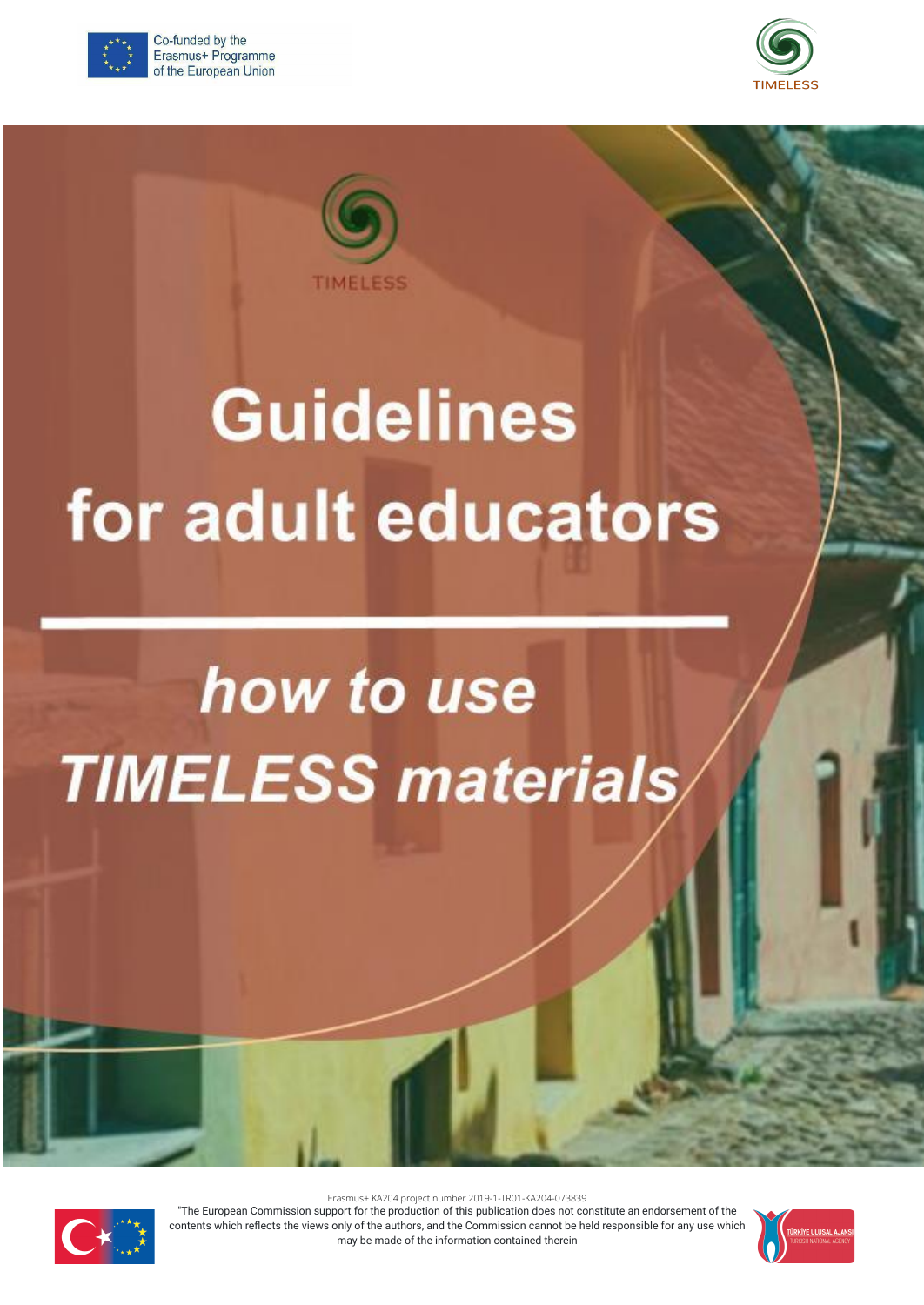Co-funded by the Erasmus+ Programme of the European Union

TIMELESS

TIMELESS

# Guidelines for adult educators

## *how to use TIMELESS materials*

Erasmus+ KA204 project number 2019-1-TR01-KA204-073839

"The European Commission support for the production of this publication does not constitute an endorsement of the contents which reflects the views only of the authors, and the Commission cannot be held responsible for any use which may be made of the information contained therein

TÜRKİYE ULUSAL AJANSI
TURKISH NATIONAL AGENCY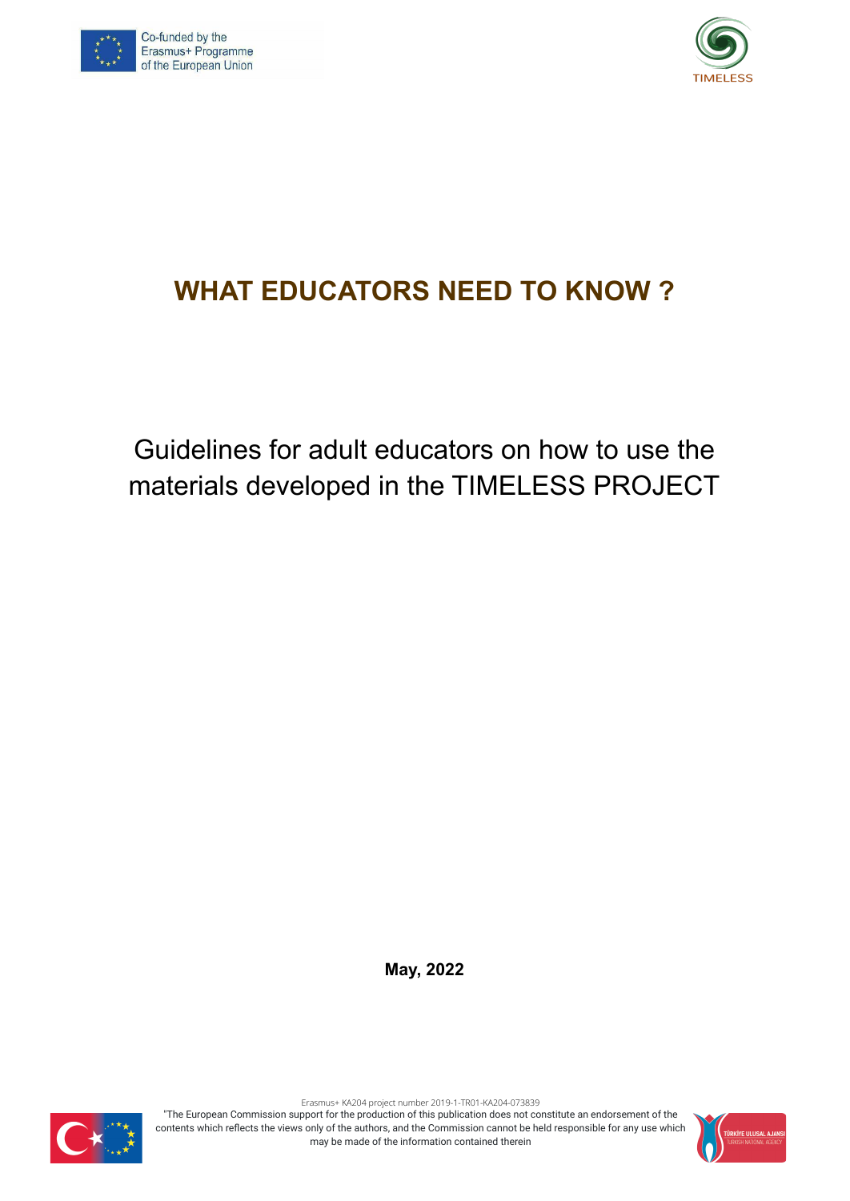# WHAT EDUCATORS NEED TO KNOW ?

Guidelines for adult educators on how to use the materials developed in the TIMELESS PROJECT

**May, 2022**

Erasmus+ KA204 project number 2019-1-TR01-KA204-073839

"The European Commission support for the production of this publication does not constitute an endorsement of the contents which reflects the views only of the authors, and the Commission cannot be held responsible for any use which may be made of the information contained therein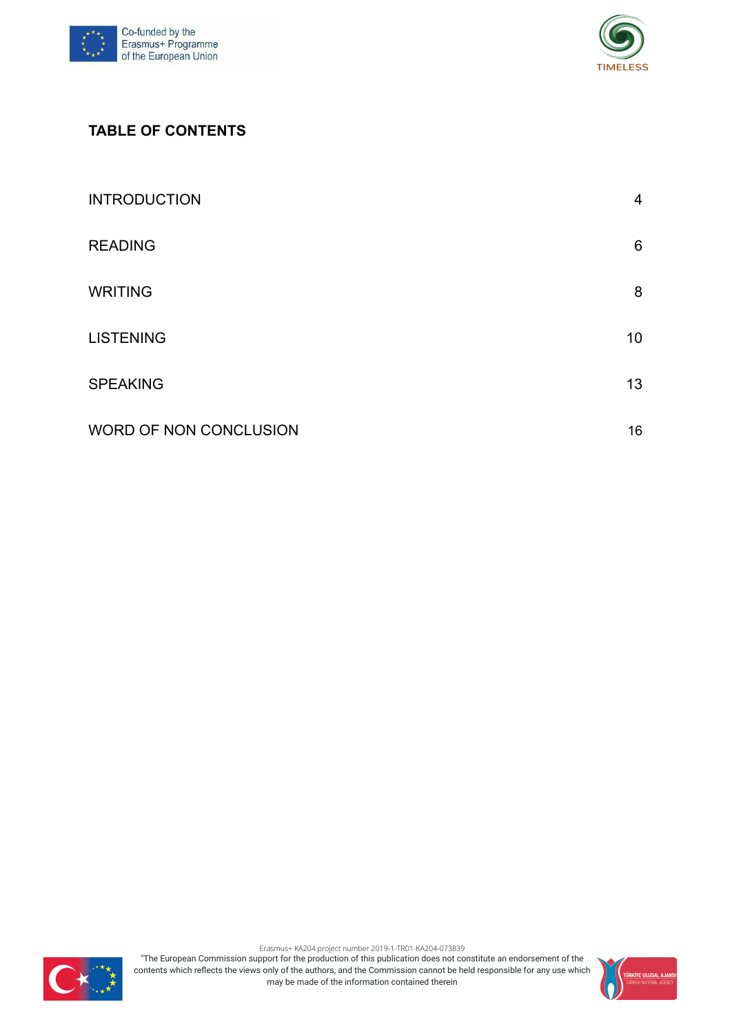## TABLE OF CONTENTS

| | |
|---|---|
| INTRODUCTION | 4 |
| READING | 6 |
| WRITING | 8 |
| LISTENING | 10 |
| SPEAKING | 13 |
| WORD OF NON CONCLUSION | 16 |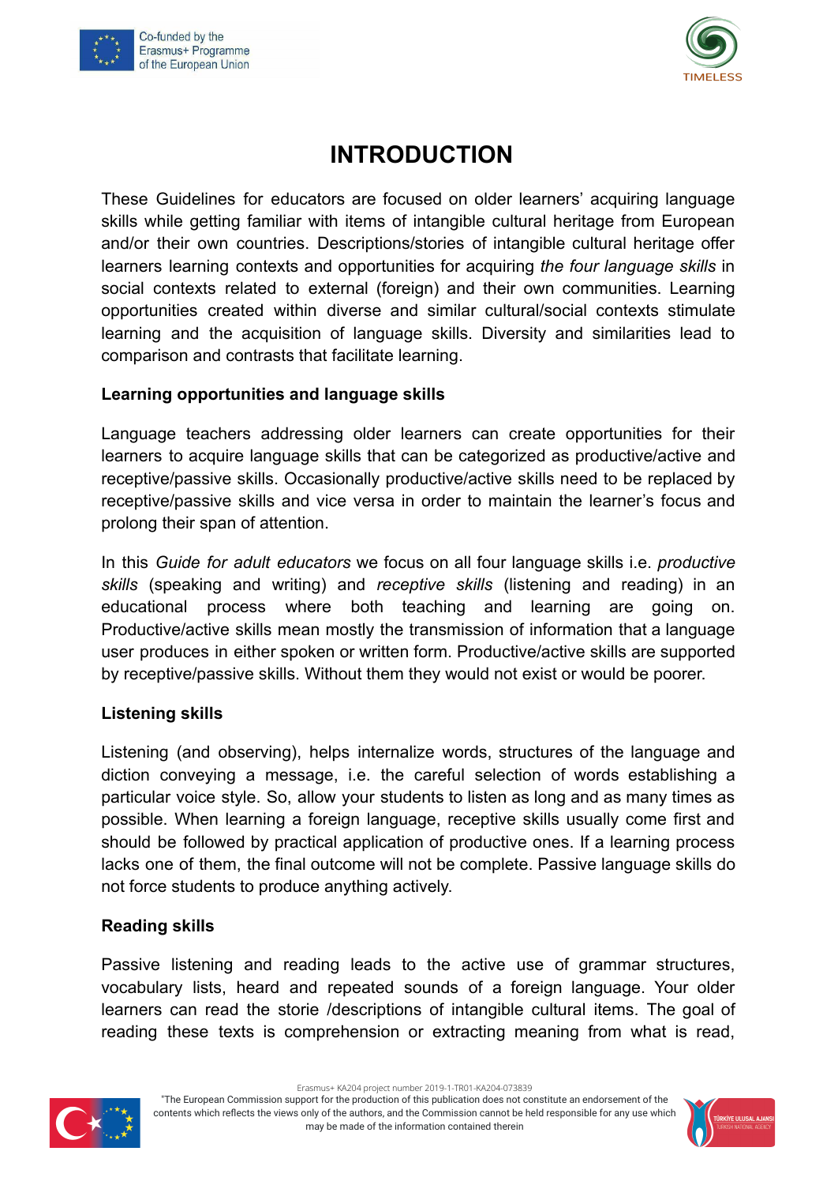# INTRODUCTION

These Guidelines for educators are focused on older learners' acquiring language skills while getting familiar with items of intangible cultural heritage from European and/or their own countries. Descriptions/stories of intangible cultural heritage offer learners learning contexts and opportunities for acquiring *the four language skills* in social contexts related to external (foreign) and their own communities. Learning opportunities created within diverse and similar cultural/social contexts stimulate learning and the acquisition of language skills. Diversity and similarities lead to comparison and contrasts that facilitate learning.

**Learning opportunities and language skills**

Language teachers addressing older learners can create opportunities for their learners to acquire language skills that can be categorized as productive/active and receptive/passive skills. Occasionally productive/active skills need to be replaced by receptive/passive skills and vice versa in order to maintain the learner's focus and prolong their span of attention.

In this *Guide for adult educators* we focus on all four language skills i.e. *productive skills* (speaking and writing) and *receptive skills* (listening and reading) in an educational process where both teaching and learning are going on. Productive/active skills mean mostly the transmission of information that a language user produces in either spoken or written form. Productive/active skills are supported by receptive/passive skills. Without them they would not exist or would be poorer.

**Listening skills**

Listening (and observing), helps internalize words, structures of the language and diction conveying a message, i.e. the careful selection of words establishing a particular voice style. So, allow your students to listen as long and as many times as possible. When learning a foreign language, receptive skills usually come first and should be followed by practical application of productive ones. If a learning process lacks one of them, the final outcome will not be complete. Passive language skills do not force students to produce anything actively.

**Reading skills**

Passive listening and reading leads to the active use of grammar structures, vocabulary lists, heard and repeated sounds of a foreign language. Your older learners can read the storie /descriptions of intangible cultural items. The goal of reading these texts is comprehension or extracting meaning from what is read,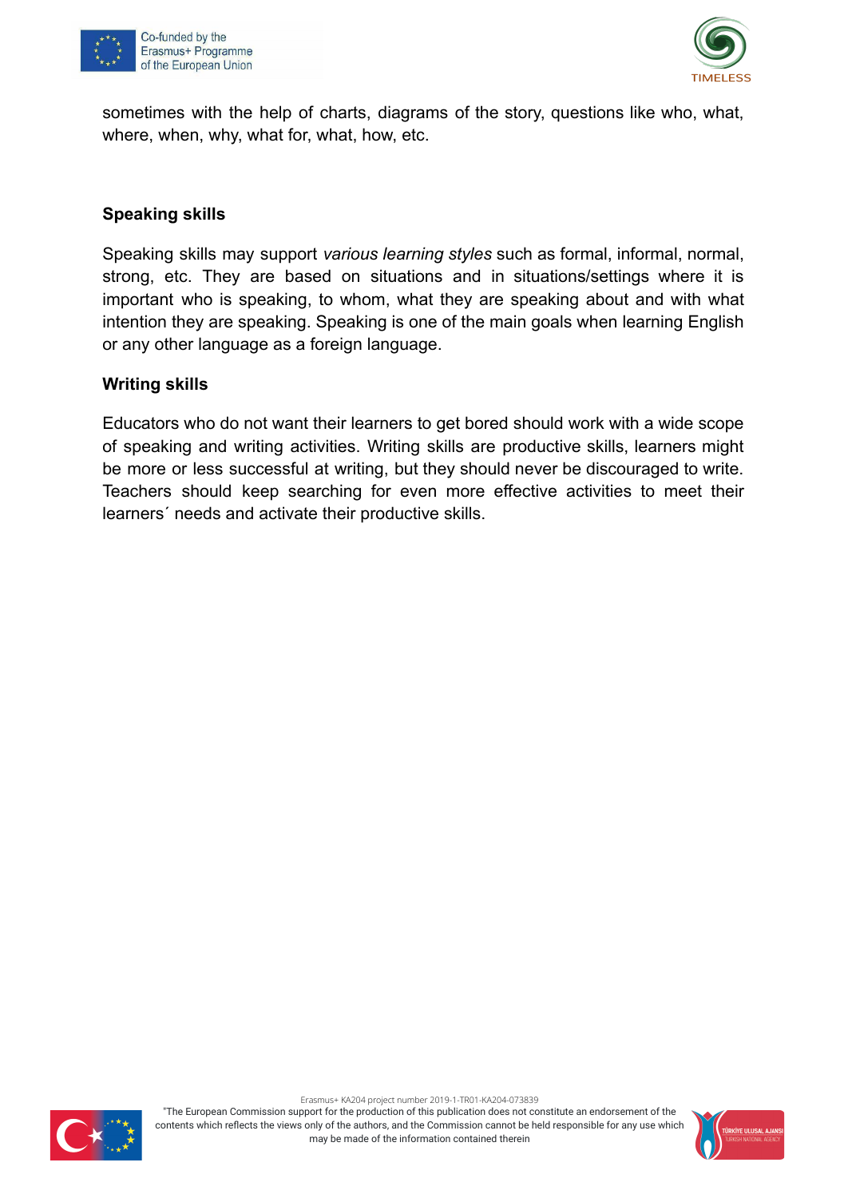sometimes with the help of charts, diagrams of the story, questions like who, what, where, when, why, what for, what, how, etc.

### Speaking skills

Speaking skills may support *various learning styles* such as formal, informal, normal, strong, etc. They are based on situations and in situations/settings where it is important who is speaking, to whom, what they are speaking about and with what intention they are speaking. Speaking is one of the main goals when learning English or any other language as a foreign language.

### Writing skills

Educators who do not want their learners to get bored should work with a wide scope of speaking and writing activities. Writing skills are productive skills, learners might be more or less successful at writing, but they should never be discouraged to write. Teachers should keep searching for even more effective activities to meet their learners´ needs and activate their productive skills.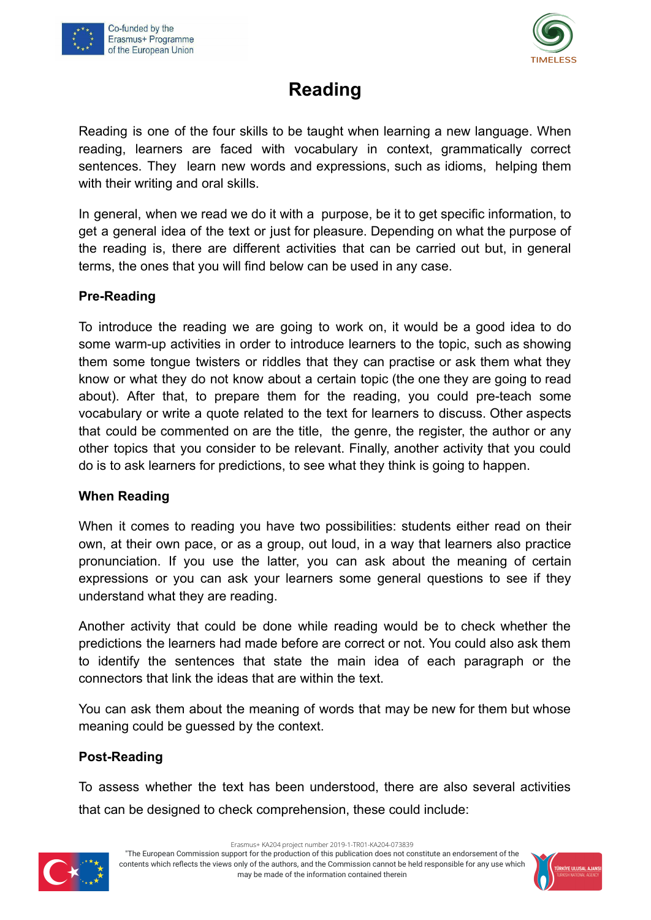# Reading

Reading is one of the four skills to be taught when learning a new language. When reading, learners are faced with vocabulary in context, grammatically correct sentences. They learn new words and expressions, such as idioms, helping them with their writing and oral skills.

In general, when we read we do it with a purpose, be it to get specific information, to get a general idea of the text or just for pleasure. Depending on what the purpose of the reading is, there are different activities that can be carried out but, in general terms, the ones that you will find below can be used in any case.

**Pre-Reading**

To introduce the reading we are going to work on, it would be a good idea to do some warm-up activities in order to introduce learners to the topic, such as showing them some tongue twisters or riddles that they can practise or ask them what they know or what they do not know about a certain topic (the one they are going to read about). After that, to prepare them for the reading, you could pre-teach some vocabulary or write a quote related to the text for learners to discuss. Other aspects that could be commented on are the title, the genre, the register, the author or any other topics that you consider to be relevant. Finally, another activity that you could do is to ask learners for predictions, to see what they think is going to happen.

**When Reading**

When it comes to reading you have two possibilities: students either read on their own, at their own pace, or as a group, out loud, in a way that learners also practice pronunciation. If you use the latter, you can ask about the meaning of certain expressions or you can ask your learners some general questions to see if they understand what they are reading.

Another activity that could be done while reading would be to check whether the predictions the learners had made before are correct or not. You could also ask them to identify the sentences that state the main idea of each paragraph or the connectors that link the ideas that are within the text.

You can ask them about the meaning of words that may be new for them but whose meaning could be guessed by the context.

**Post-Reading**

To assess whether the text has been understood, there are also several activities that can be designed to check comprehension, these could include: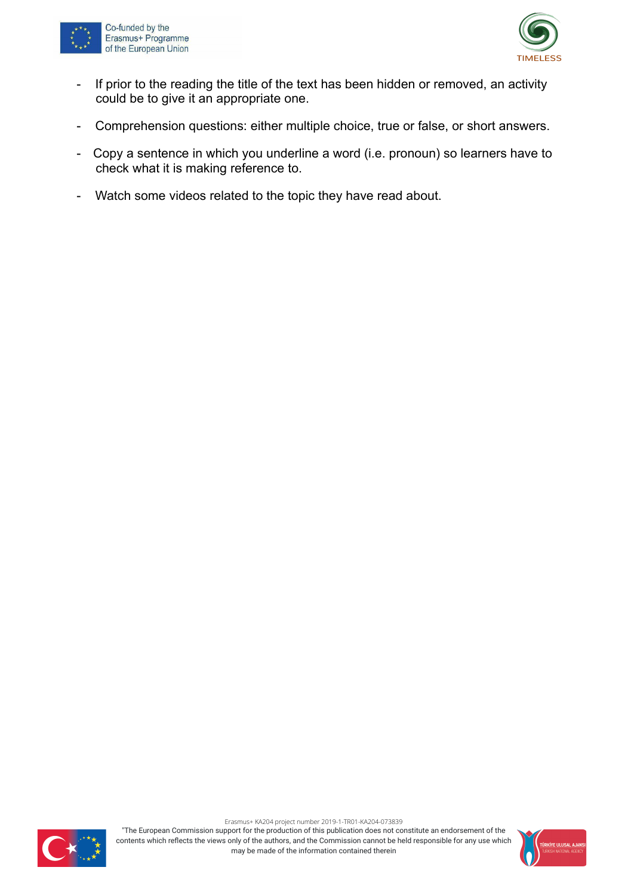- If prior to the reading the title of the text has been hidden or removed, an activity could be to give it an appropriate one.
- Comprehension questions: either multiple choice, true or false, or short answers.
- Copy a sentence in which you underline a word (i.e. pronoun) so learners have to check what it is making reference to.
- Watch some videos related to the topic they have read about.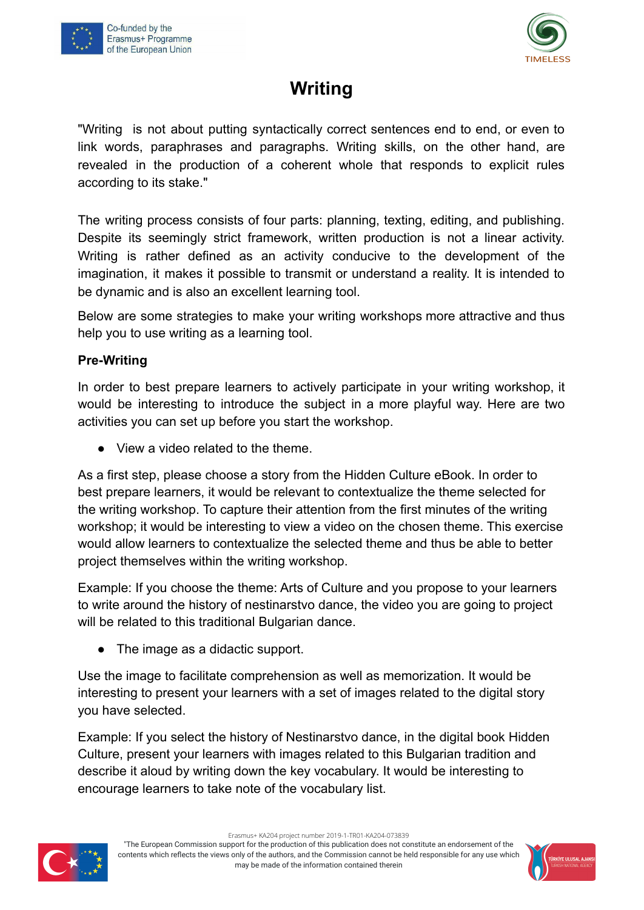# Writing

"Writing  is not about putting syntactically correct sentences end to end, or even to link words, paraphrases and paragraphs. Writing skills, on the other hand, are revealed in the production of a coherent whole that responds to explicit rules according to its stake."

The writing process consists of four parts: planning, texting, editing, and publishing. Despite its seemingly strict framework, written production is not a linear activity. Writing is rather defined as an activity conducive to the development of the imagination, it makes it possible to transmit or understand a reality. It is intended to be dynamic and is also an excellent learning tool.

Below are some strategies to make your writing workshops more attractive and thus help you to use writing as a learning tool.

**Pre-Writing**

In order to best prepare learners to actively participate in your writing workshop, it would be interesting to introduce the subject in a more playful way. Here are two activities you can set up before you start the workshop.

- View a video related to the theme.

As a first step, please choose a story from the Hidden Culture eBook. In order to best prepare learners, it would be relevant to contextualize the theme selected for the writing workshop. To capture their attention from the first minutes of the writing workshop; it would be interesting to view a video on the chosen theme. This exercise would allow learners to contextualize the selected theme and thus be able to better project themselves within the writing workshop.

Example: If you choose the theme: Arts of Culture and you propose to your learners to write around the history of nestinarstvo dance, the video you are going to project will be related to this traditional Bulgarian dance.

- The image as a didactic support.

Use the image to facilitate comprehension as well as memorization. It would be interesting to present your learners with a set of images related to the digital story you have selected.

Example: If you select the history of Nestinarstvo dance, in the digital book Hidden Culture, present your learners with images related to this Bulgarian tradition and describe it aloud by writing down the key vocabulary. It would be interesting to encourage learners to take note of the vocabulary list.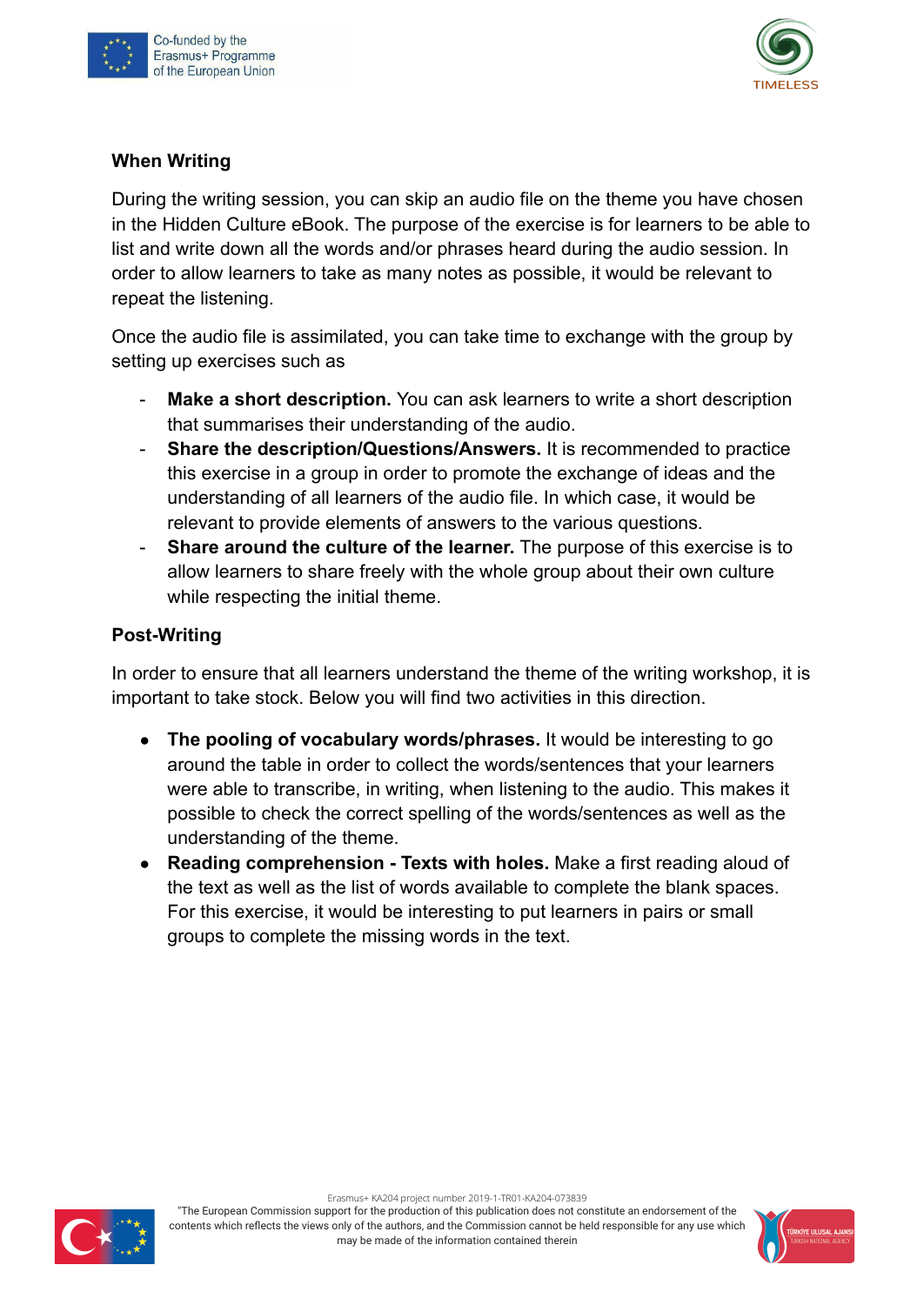### When Writing

During the writing session, you can skip an audio file on the theme you have chosen in the Hidden Culture eBook. The purpose of the exercise is for learners to be able to list and write down all the words and/or phrases heard during the audio session. In order to allow learners to take as many notes as possible, it would be relevant to repeat the listening.

Once the audio file is assimilated, you can take time to exchange with the group by setting up exercises such as

- **Make a short description.** You can ask learners to write a short description that summarises their understanding of the audio.
- **Share the description/Questions/Answers.** It is recommended to practice this exercise in a group in order to promote the exchange of ideas and the understanding of all learners of the audio file. In which case, it would be relevant to provide elements of answers to the various questions.
- **Share around the culture of the learner.** The purpose of this exercise is to allow learners to share freely with the whole group about their own culture while respecting the initial theme.

### Post-Writing

In order to ensure that all learners understand the theme of the writing workshop, it is important to take stock. Below you will find two activities in this direction.

- **The pooling of vocabulary words/phrases.** It would be interesting to go around the table in order to collect the words/sentences that your learners were able to transcribe, in writing, when listening to the audio. This makes it possible to check the correct spelling of the words/sentences as well as the understanding of the theme.
- **Reading comprehension - Texts with holes.** Make a first reading aloud of the text as well as the list of words available to complete the blank spaces. For this exercise, it would be interesting to put learners in pairs or small groups to complete the missing words in the text.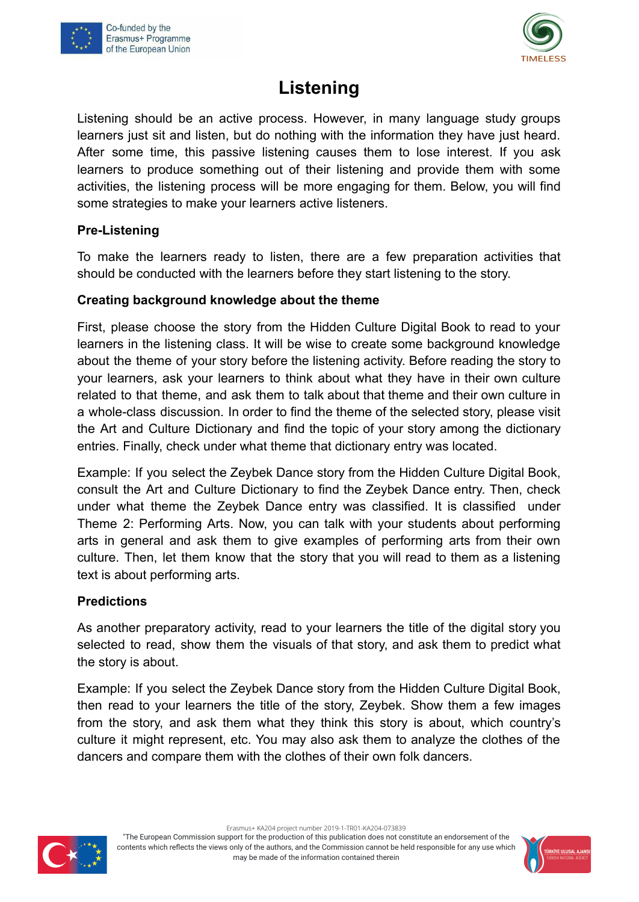# Listening

Listening should be an active process. However, in many language study groups learners just sit and listen, but do nothing with the information they have just heard. After some time, this passive listening causes them to lose interest. If you ask learners to produce something out of their listening and provide them with some activities, the listening process will be more engaging for them. Below, you will find some strategies to make your learners active listeners.

### Pre-Listening

To make the learners ready to listen, there are a few preparation activities that should be conducted with the learners before they start listening to the story.

### Creating background knowledge about the theme

First, please choose the story from the Hidden Culture Digital Book to read to your learners in the listening class. It will be wise to create some background knowledge about the theme of your story before the listening activity. Before reading the story to your learners, ask your learners to think about what they have in their own culture related to that theme, and ask them to talk about that theme and their own culture in a whole-class discussion. In order to find the theme of the selected story, please visit the Art and Culture Dictionary and find the topic of your story among the dictionary entries. Finally, check under what theme that dictionary entry was located.

Example: If you select the Zeybek Dance story from the Hidden Culture Digital Book, consult the Art and Culture Dictionary to find the Zeybek Dance entry. Then, check under what theme the Zeybek Dance entry was classified. It is classified under Theme 2: Performing Arts. Now, you can talk with your students about performing arts in general and ask them to give examples of performing arts from their own culture. Then, let them know that the story that you will read to them as a listening text is about performing arts.

### Predictions

As another preparatory activity, read to your learners the title of the digital story you selected to read, show them the visuals of that story, and ask them to predict what the story is about.

Example: If you select the Zeybek Dance story from the Hidden Culture Digital Book, then read to your learners the title of the story, Zeybek. Show them a few images from the story, and ask them what they think this story is about, which country's culture it might represent, etc. You may also ask them to analyze the clothes of the dancers and compare them with the clothes of their own folk dancers.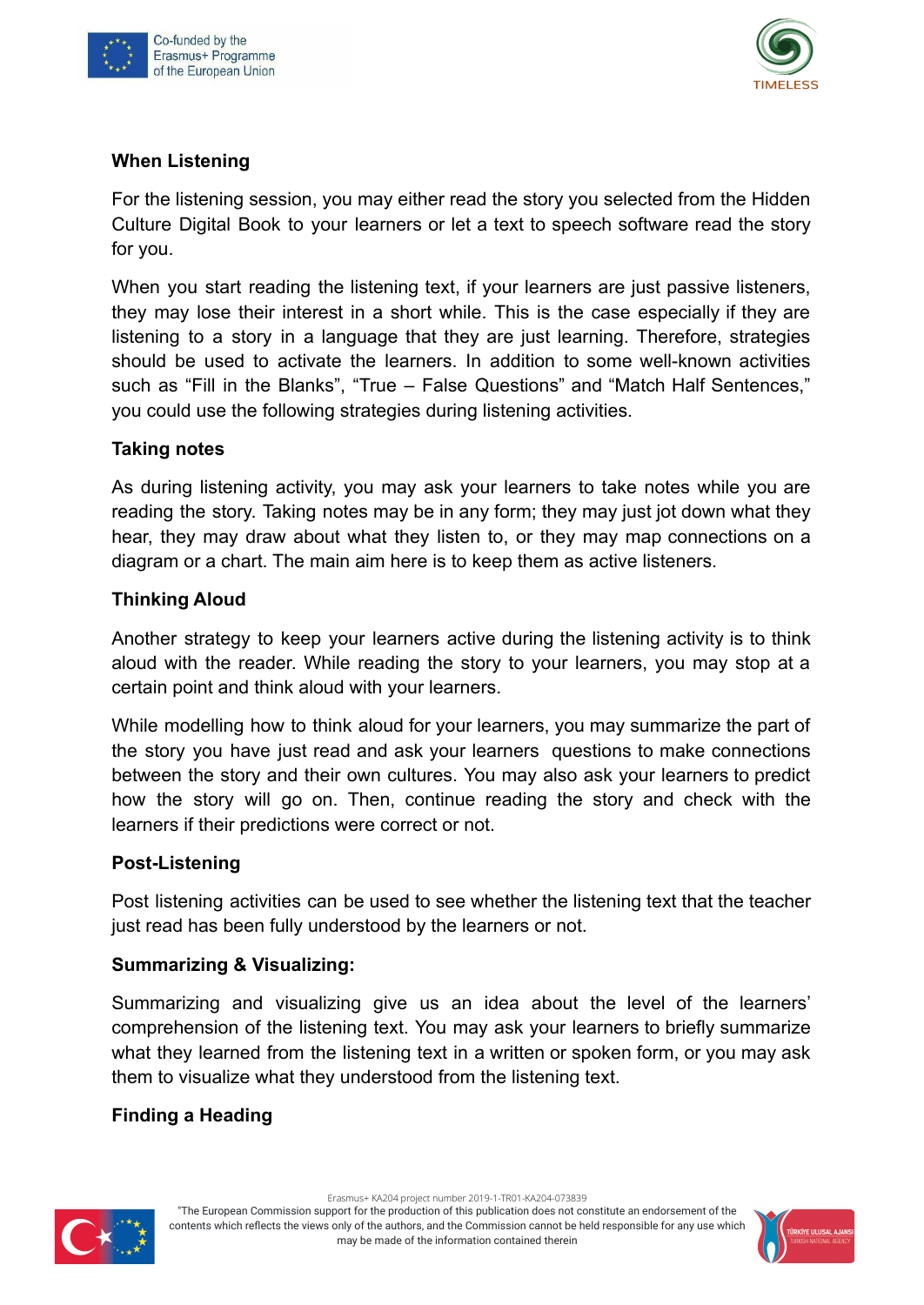## When Listening

For the listening session, you may either read the story you selected from the Hidden Culture Digital Book to your learners or let a text to speech software read the story for you.

When you start reading the listening text, if your learners are just passive listeners, they may lose their interest in a short while. This is the case especially if they are listening to a story in a language that they are just learning. Therefore, strategies should be used to activate the learners. In addition to some well-known activities such as “Fill in the Blanks”, “True – False Questions” and “Match Half Sentences,” you could use the following strategies during listening activities.

### Taking notes

As during listening activity, you may ask your learners to take notes while you are reading the story. Taking notes may be in any form; they may just jot down what they hear, they may draw about what they listen to, or they may map connections on a diagram or a chart. The main aim here is to keep them as active listeners.

### Thinking Aloud

Another strategy to keep your learners active during the listening activity is to think aloud with the reader. While reading the story to your learners, you may stop at a certain point and think aloud with your learners.

While modelling how to think aloud for your learners, you may summarize the part of the story you have just read and ask your learners questions to make connections between the story and their own cultures. You may also ask your learners to predict how the story will go on. Then, continue reading the story and check with the learners if their predictions were correct or not.

## Post-Listening

Post listening activities can be used to see whether the listening text that the teacher just read has been fully understood by the learners or not.

### Summarizing & Visualizing:

Summarizing and visualizing give us an idea about the level of the learners' comprehension of the listening text. You may ask your learners to briefly summarize what they learned from the listening text in a written or spoken form, or you may ask them to visualize what they understood from the listening text.

### Finding a Heading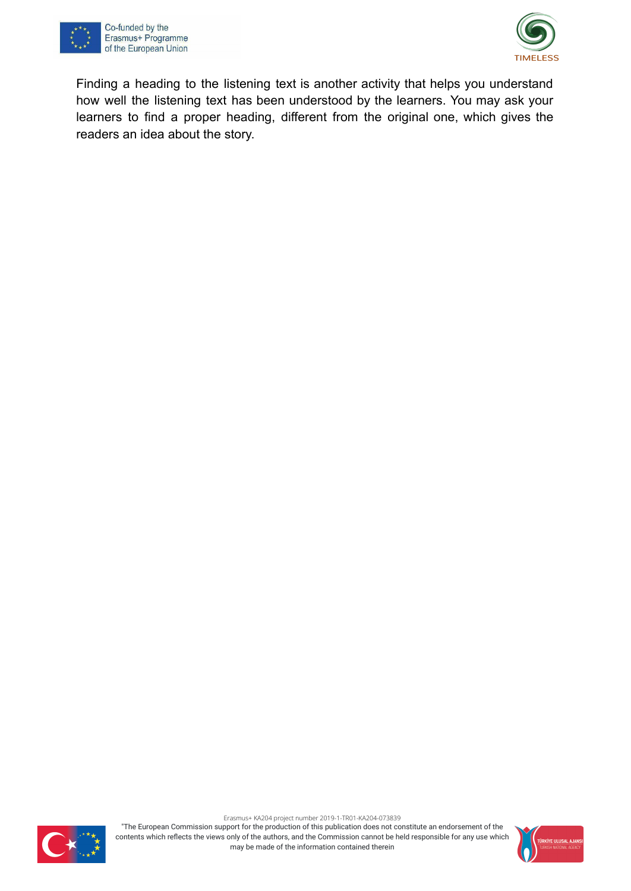Finding a heading to the listening text is another activity that helps you understand how well the listening text has been understood by the learners. You may ask your learners to find a proper heading, different from the original one, which gives the readers an idea about the story.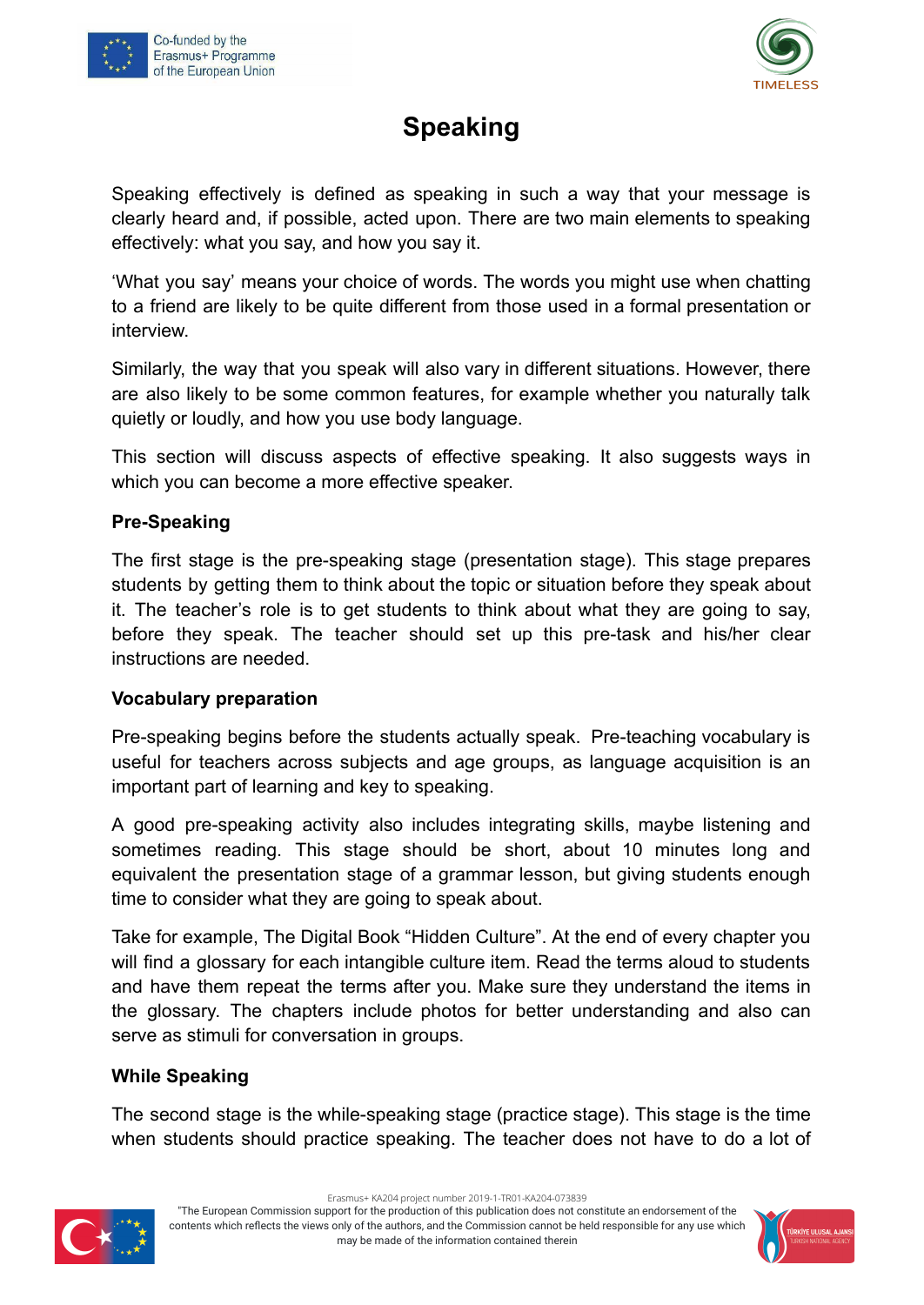# Speaking

Speaking effectively is defined as speaking in such a way that your message is clearly heard and, if possible, acted upon. There are two main elements to speaking effectively: what you say, and how you say it.

'What you say' means your choice of words. The words you might use when chatting to a friend are likely to be quite different from those used in a formal presentation or interview.

Similarly, the way that you speak will also vary in different situations. However, there are also likely to be some common features, for example whether you naturally talk quietly or loudly, and how you use body language.

This section will discuss aspects of effective speaking. It also suggests ways in which you can become a more effective speaker.

**Pre-Speaking**

The first stage is the pre-speaking stage (presentation stage). This stage prepares students by getting them to think about the topic or situation before they speak about it. The teacher's role is to get students to think about what they are going to say, before they speak. The teacher should set up this pre-task and his/her clear instructions are needed.

**Vocabulary preparation**

Pre-speaking begins before the students actually speak. Pre-teaching vocabulary is useful for teachers across subjects and age groups, as language acquisition is an important part of learning and key to speaking.

A good pre-speaking activity also includes integrating skills, maybe listening and sometimes reading. This stage should be short, about 10 minutes long and equivalent the presentation stage of a grammar lesson, but giving students enough time to consider what they are going to speak about.

Take for example, The Digital Book "Hidden Culture". At the end of every chapter you will find a glossary for each intangible culture item. Read the terms aloud to students and have them repeat the terms after you. Make sure they understand the items in the glossary. The chapters include photos for better understanding and also can serve as stimuli for conversation in groups.

**While Speaking**

The second stage is the while-speaking stage (practice stage). This stage is the time when students should practice speaking. The teacher does not have to do a lot of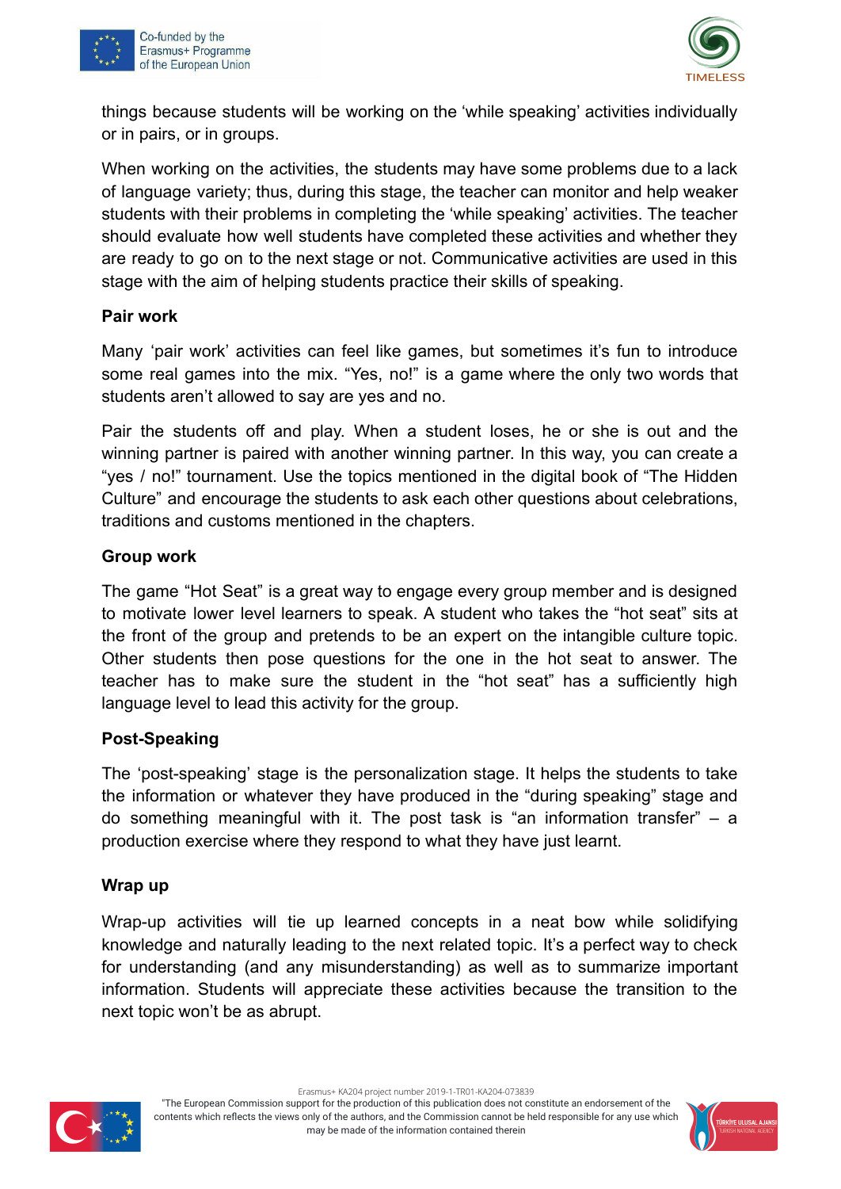things because students will be working on the ‘while speaking’ activities individually or in pairs, or in groups.

When working on the activities, the students may have some problems due to a lack of language variety; thus, during this stage, the teacher can monitor and help weaker students with their problems in completing the ‘while speaking’ activities. The teacher should evaluate how well students have completed these activities and whether they are ready to go on to the next stage or not. Communicative activities are used in this stage with the aim of helping students practice their skills of speaking.

**Pair work**

Many ‘pair work’ activities can feel like games, but sometimes it’s fun to introduce some real games into the mix. “Yes, no!” is a game where the only two words that students aren’t allowed to say are yes and no.

Pair the students off and play. When a student loses, he or she is out and the winning partner is paired with another winning partner. In this way, you can create a “yes / no!” tournament. Use the topics mentioned in the digital book of “The Hidden Culture” and encourage the students to ask each other questions about celebrations, traditions and customs mentioned in the chapters.

**Group work**

The game “Hot Seat” is a great way to engage every group member and is designed to motivate lower level learners to speak. A student who takes the “hot seat” sits at the front of the group and pretends to be an expert on the intangible culture topic. Other students then pose questions for the one in the hot seat to answer. The teacher has to make sure the student in the “hot seat” has a sufficiently high language level to lead this activity for the group.

**Post-Speaking**

The ‘post-speaking’ stage is the personalization stage. It helps the students to take the information or whatever they have produced in the “during speaking” stage and do something meaningful with it. The post task is “an information transfer” – a production exercise where they respond to what they have just learnt.

**Wrap up**

Wrap-up activities will tie up learned concepts in a neat bow while solidifying knowledge and naturally leading to the next related topic. It’s a perfect way to check for understanding (and any misunderstanding) as well as to summarize important information. Students will appreciate these activities because the transition to the next topic won’t be as abrupt.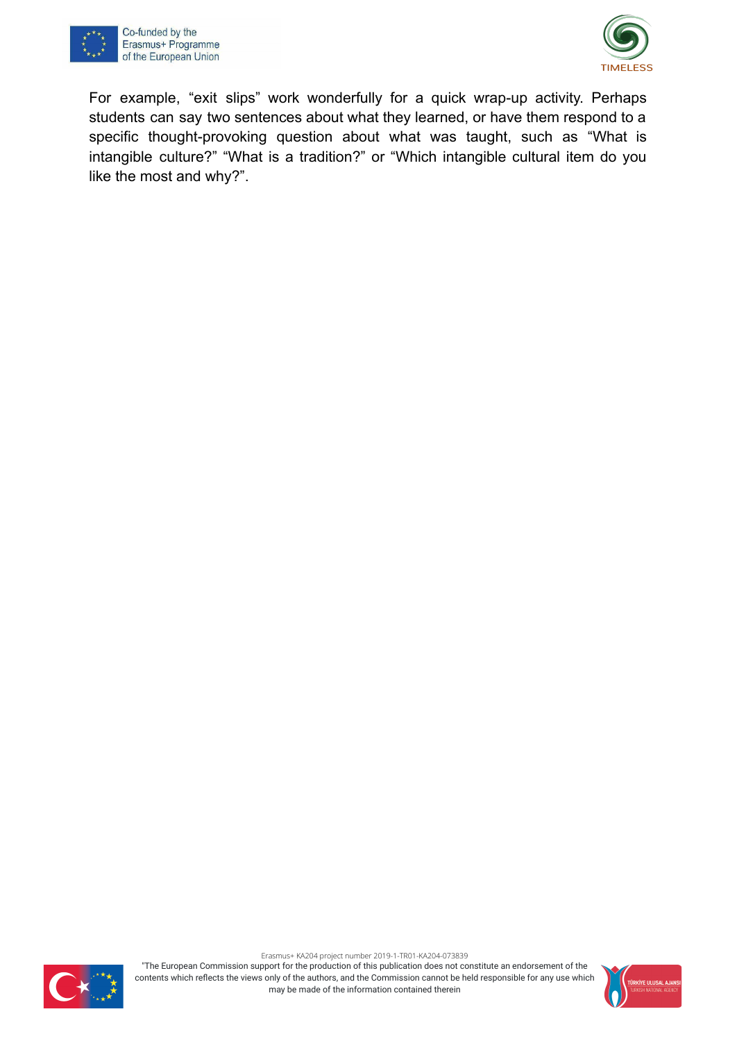For example, “exit slips” work wonderfully for a quick wrap-up activity. Perhaps students can say two sentences about what they learned, or have them respond to a specific thought-provoking question about what was taught, such as “What is intangible culture?” “What is a tradition?” or “Which intangible cultural item do you like the most and why?”.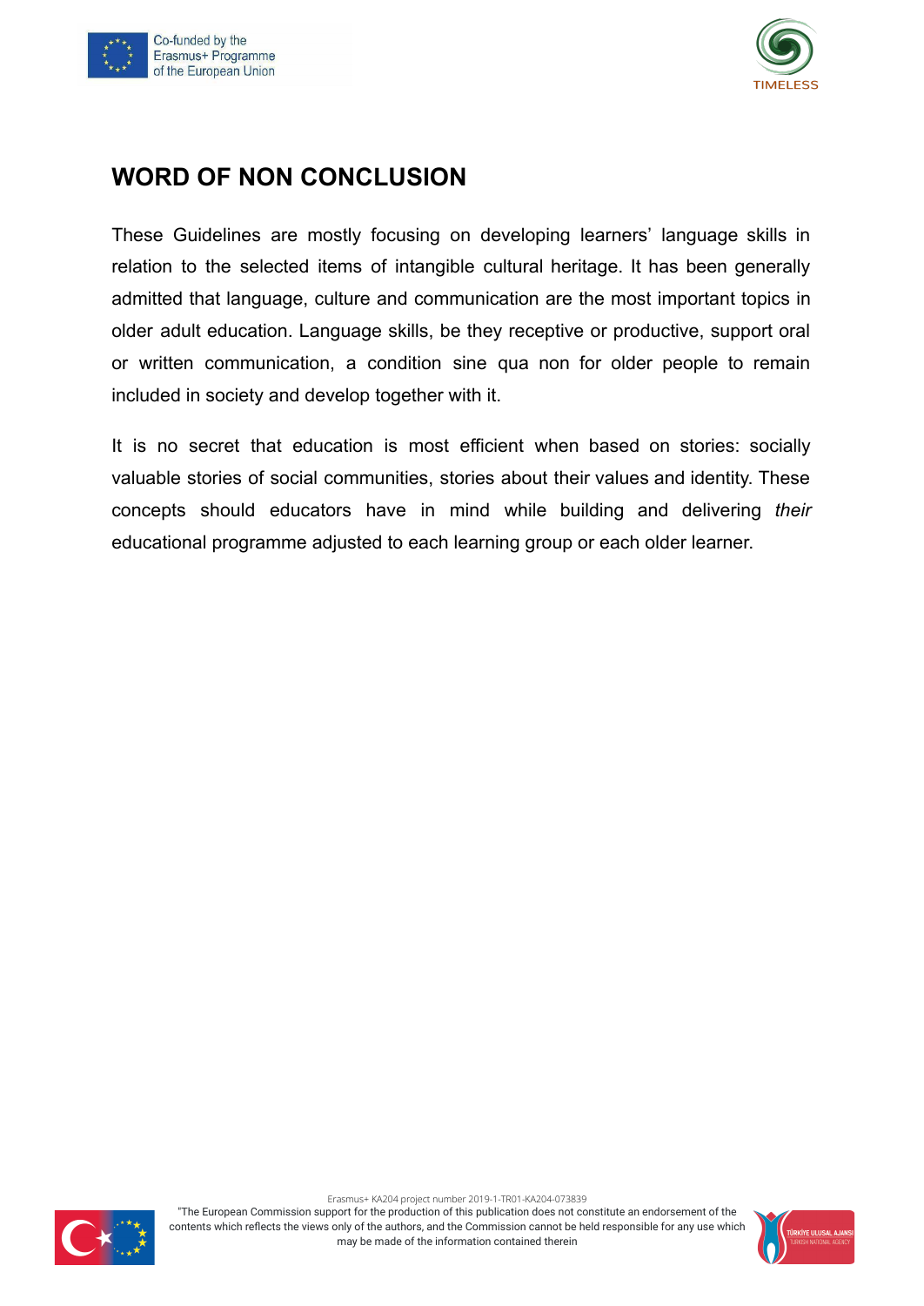## WORD OF NON CONCLUSION

These Guidelines are mostly focusing on developing learners' language skills in relation to the selected items of intangible cultural heritage. It has been generally admitted that language, culture and communication are the most important topics in older adult education. Language skills, be they receptive or productive, support oral or written communication, a condition sine qua non for older people to remain included in society and develop together with it.

It is no secret that education is most efficient when based on stories: socially valuable stories of social communities, stories about their values and identity. These concepts should educators have in mind while building and delivering *their* educational programme adjusted to each learning group or each older learner.